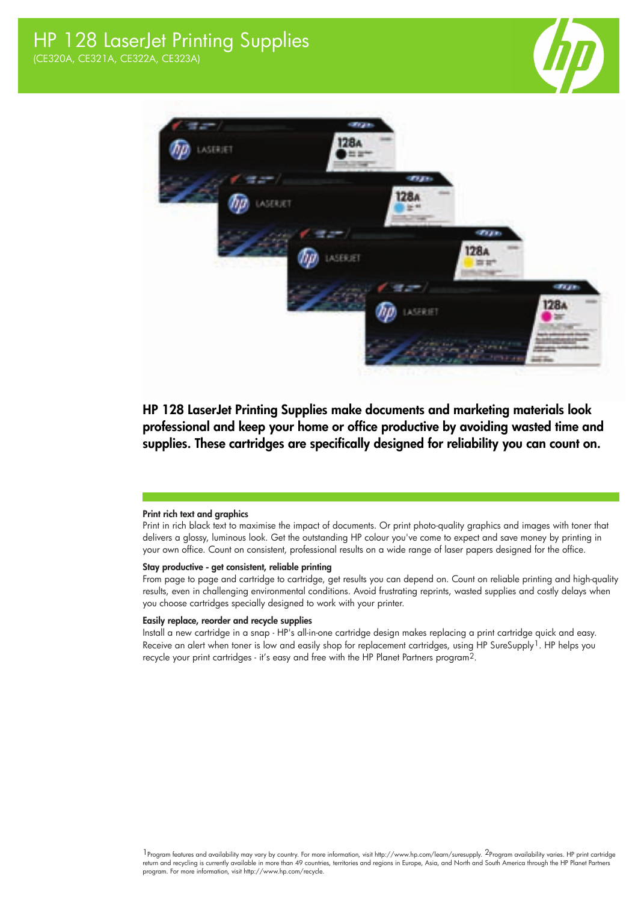# HP 128 LaserJet Printing Supplies

(CE320A, CE321A, CE322A, CE323A)

**HP 128 LaserJet Printing Supplies make documents and marketing materials look professional and keep your home or office productive by avoiding wasted time and supplies. These cartridges are specifically designed for reliability you can count on.**

### Print rich text and graphics

Print in rich black text to maximise the impact of documents. Or print photo-quality graphics and images with toner that delivers a glossy, luminous look. Get the outstanding HP colour you've come to expect and save money by printing in your own office. Count on consistent, professional results on a wide range of laser papers designed for the office.

### Stay productive - get consistent, reliable printing

From page to page and cartridge to cartridge, get results you can depend on. Count on reliable printing and high-quality results, even in challenging environmental conditions. Avoid frustrating reprints, wasted supplies and costly delays when you choose cartridges specially designed to work with your printer.

### Easily replace, reorder and recycle supplies

Install a new cartridge in a snap - HP's all-in-one cartridge design makes replacing a print cartridge quick and easy. Receive an alert when toner is low and easily shop for replacement cartridges, using HP SureSupply[1]. HP helps you recycle your print cartridges - it's easy and free with the HP Planet Partners program[2].

[1] Program features and availability may vary by country. For more information, visit http://www.hp.com/learn/suresupply. [2] Program availability varies. HP print cartridge return and recycling is currently available in more than 49 countries, territories and regions in Europe, Asia, and North and South America through the HP Planet Partners program. For more information, visit http://www.hp.com/recycle.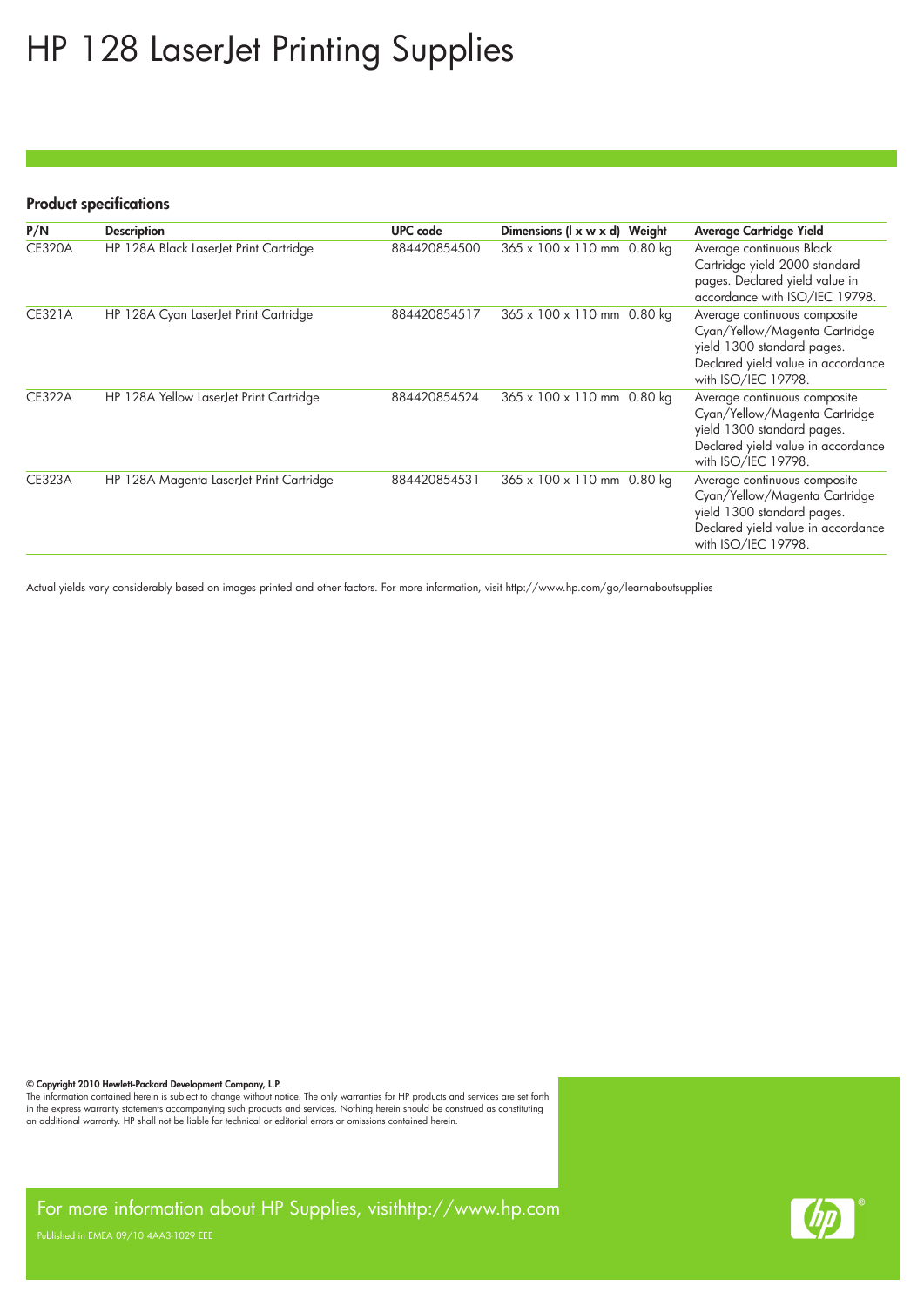# HP 128 LaserJet Printing Supplies

## Product specifications

| P/N | Description | UPC code | Dimensions (l x w x d) | Weight | Average Cartridge Yield |
|---|---|---|---|---|---|
| CE320A | HP 128A Black LaserJet Print Cartridge | 884420854500 | 365 x 100 x 110 mm | 0.80 kg | Average continuous Black Cartridge yield 2000 standard pages. Declared yield value in accordance with ISO/IEC 19798. |
| CE321A | HP 128A Cyan LaserJet Print Cartridge | 884420854517 | 365 x 100 x 110 mm | 0.80 kg | Average continuous composite Cyan/Yellow/Magenta Cartridge yield 1300 standard pages. Declared yield value in accordance with ISO/IEC 19798. |
| CE322A | HP 128A Yellow LaserJet Print Cartridge | 884420854524 | 365 x 100 x 110 mm | 0.80 kg | Average continuous composite Cyan/Yellow/Magenta Cartridge yield 1300 standard pages. Declared yield value in accordance with ISO/IEC 19798. |
| CE323A | HP 128A Magenta LaserJet Print Cartridge | 884420854531 | 365 x 100 x 110 mm | 0.80 kg | Average continuous composite Cyan/Yellow/Magenta Cartridge yield 1300 standard pages. Declared yield value in accordance with ISO/IEC 19798. |

Actual yields vary considerably based on images printed and other factors. For more information, visit http://www.hp.com/go/learnaboutsupplies

**© Copyright 2010 Hewlett-Packard Development Company, L.P.**
The information contained herein is subject to change without notice. The only warranties for HP products and services are set forth in the express warranty statements accompanying such products and services. Nothing herein should be construed as constituting an additional warranty. HP shall not be liable for technical or editorial errors or omissions contained herein.

For more information about HP Supplies, visithttp://www.hp.com

Published in EMEA 09/10 4AA3-1029 EEE